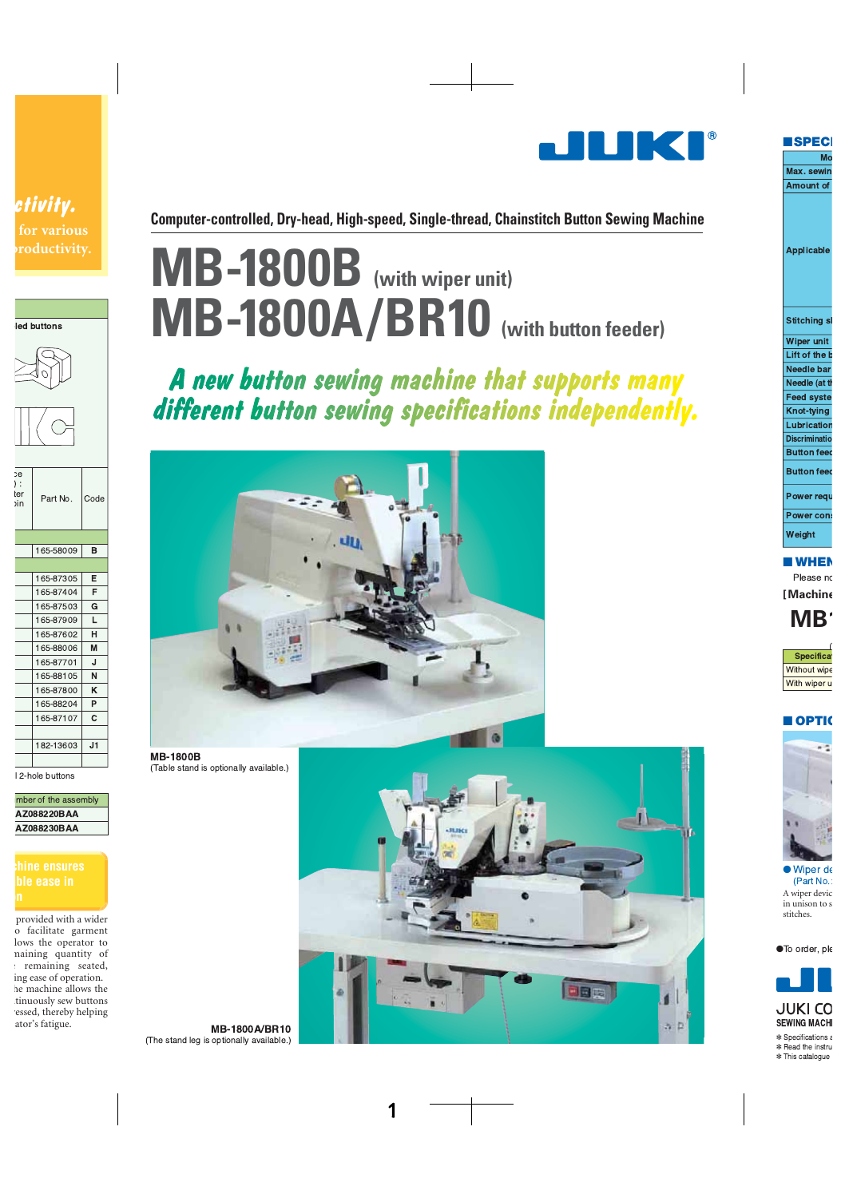Computer-controlled, Dry-head, High-speed, Single-thread, Chainstitch Button Sewing Machine

# MB-1800B (with wiper unit)
# MB-1800A/BR10 (with button feeder)

## A new button sewing machine that supports many different button sewing specifications independently.

MB-1800B
(Table stand is optionally available.)

MB-1800A/BR10
(The stand leg is optionally available.)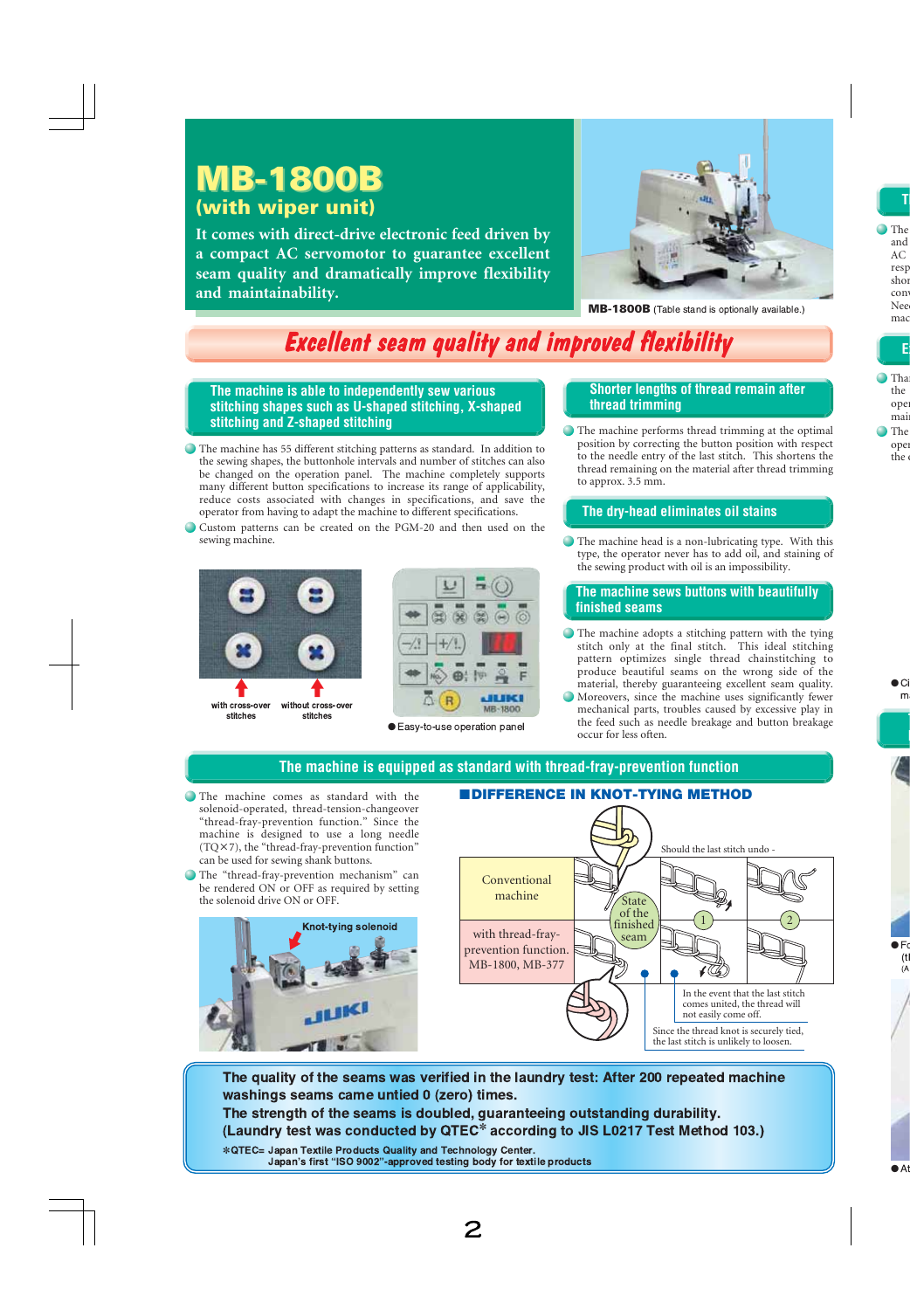# MB-1800B

## (with wiper unit)

It comes with direct-drive electronic feed driven by a compact AC servomotor to guarantee excellent seam quality and dramatically improve flexibility and maintainability.

**MB-1800B** (Table stand is optionally available.)

## *Excellent seam quality and improved flexibility*

### The machine is able to independently sew various stitching shapes such as U-shaped stitching, X-shaped stitching and Z-shaped stitching

- The machine has 55 different stitching patterns as standard. In addition to the sewing shapes, the buttonhole intervals and number of stitches can also be changed on the operation panel. The machine completely supports many different button specifications to increase its range of applicability, reduce costs associated with changes in specifications, and save the operator from having to adapt the machine to different specifications.
- Custom patterns can be created on the PGM-20 and then used on the sewing machine.

with cross-over stitches　　without cross-over stitches

● Easy-to-use operation panel

### Shorter lengths of thread remain after thread trimming

- The machine performs thread trimming at the optimal position by correcting the button position with respect to the needle entry of the last stitch. This shortens the thread remaining on the material after thread trimming to approx. 3.5 mm.

### The dry-head eliminates oil stains

- The machine head is a non-lubricating type. With this type, the operator never has to add oil, and staining of the sewing product with oil is an impossibility.

### The machine sews buttons with beautifully finished seams

- The machine adopts a stitching pattern with the tying stitch only at the final stitch. This ideal stitching pattern optimizes single thread chainstitching to produce beautiful seams on the wrong side of the material, thereby guaranteeing excellent seam quality.
- Moreovers, since the machine uses significantly fewer mechanical parts, troubles caused by excessive play in the feed such as needle breakage and button breakage occur for less often.

### The machine is equipped as standard with thread-fray-prevention function

- The machine comes as standard with the solenoid-operated, thread-tension-changeover "thread-fray-prevention function." Since the machine is designed to use a long needle (TQ×7), the "thread-fray-prevention function" can be used for sewing shank buttons.
- The "thread-fray-prevention mechanism" can be rendered ON or OFF as required by setting the solenoid drive ON or OFF.

Knot-tying solenoid

#### ■DIFFERENCE IN KNOT-TYING METHOD

| | State of the finished seam | Should the last stitch undo - ① | ② |
|---|---|---|---|
| Conventional machine | | | |
| with thread-fray-prevention function. MB-1800, MB-377 | | | |

In the event that the last stitch comes united, the thread will not easily come off.

Since the thread knot is securely tied, the last stitch is unlikely to loosen.

**The quality of the seams was verified in the laundry test: After 200 repeated machine washings seams came untied 0 (zero) times.**
**The strength of the seams is doubled, guaranteeing outstanding durability.**
**(Laundry test was conducted by QTEC* according to JIS L0217 Test Method 103.)**

*QTEC= Japan Textile Products Quality and Technology Center.
Japan's first "ISO 9002"-approved testing body for textile products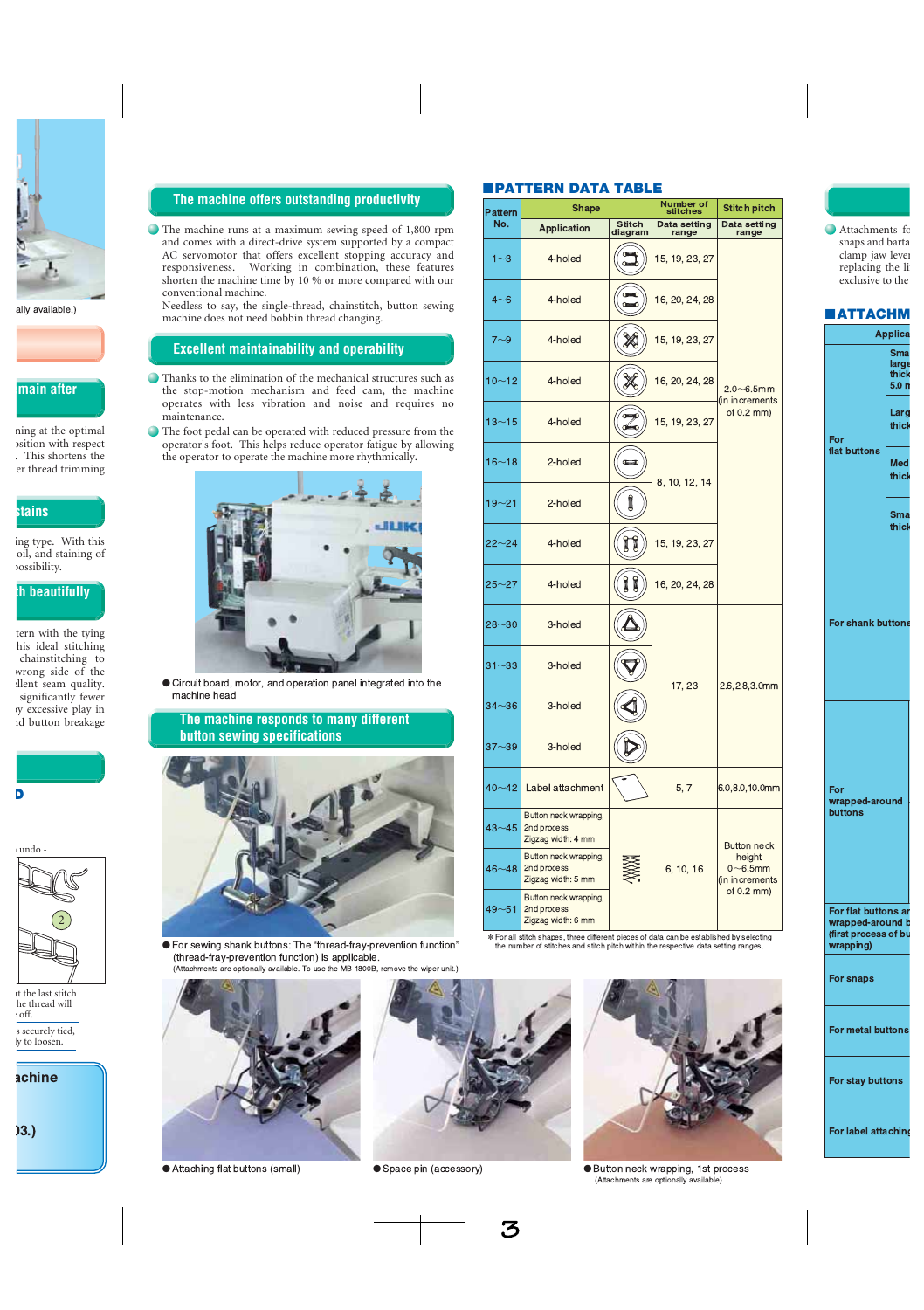## The machine offers outstanding productivity

The machine runs at a maximum sewing speed of 1,800 rpm and comes with a direct-drive system supported by a compact AC servomotor that offers excellent stopping accuracy and responsiveness. Working in combination, these features shorten the machine time by 10 % or more compared with our conventional machine.

Needless to say, the single-thread, chainstitch, button sewing machine does not need bobbin thread changing.

## Excellent maintainability and operability

Thanks to the elimination of the mechanical structures such as the stop-motion mechanism and feed cam, the machine operates with less vibration and noise and requires no maintenance.

The foot pedal can be operated with reduced pressure from the operator's foot. This helps reduce operator fatigue by allowing the operator to operate the machine more rhythmically.

● Circuit board, motor, and operation panel integrated into the machine head

## The machine responds to many different button sewing specifications

● For sewing shank buttons: The "thread-fray-prevention function" (thread-fray-prevention function) is applicable.
(Attachments are optionally available. To use the MB-1800B, remove the wiper unit.)

● Attaching flat buttons (small)

● Space pin (accessory)

● Button neck wrapping, 1st process
(Attachments are optionally available)

## PATTERN DATA TABLE

| Pattern No. | Shape: Application | Shape: Stitch diagram | Number of stitches: Data setting range | Stitch pitch: Data setting range |
|---|---|---|---|---|
| 1~3 | 4-holed | | 15, 19, 23, 27 | 2.0~6.5mm (in increments of 0.2 mm) |
| 4~6 | 4-holed | | 16, 20, 24, 28 | |
| 7~9 | 4-holed | | 15, 19, 23, 27 | |
| 10~12 | 4-holed | | 16, 20, 24, 28 | |
| 13~15 | 4-holed | | 15, 19, 23, 27 | |
| 16~18 | 2-holed | | 8, 10, 12, 14 | |
| 19~21 | 2-holed | | | |
| 22~24 | 4-holed | | 15, 19, 23, 27 | |
| 25~27 | 4-holed | | 16, 20, 24, 28 | |
| 28~30 | 3-holed | | 17, 23 | 2.6, 2.8, 3.0mm |
| 31~33 | 3-holed | | | |
| 34~36 | 3-holed | | | |
| 37~39 | 3-holed | | | |
| 40~42 | Label attachment | | 5, 7 | 6.0, 8.0, 10.0mm |
| 43~45 | Button neck wrapping, 2nd process, Zigzag width: 4 mm | | 6, 10, 16 | Button neck height 0~6.5mm (in increments of 0.2 mm) |
| 46~48 | Button neck wrapping, 2nd process, Zigzag width: 5 mm | | | |
| 49~51 | Button neck wrapping, 2nd process, Zigzag width: 6 mm | | | |

* For all stitch shapes, three different pieces of data can be established by selecting the number of stitches and stitch pitch within the respective data setting ranges.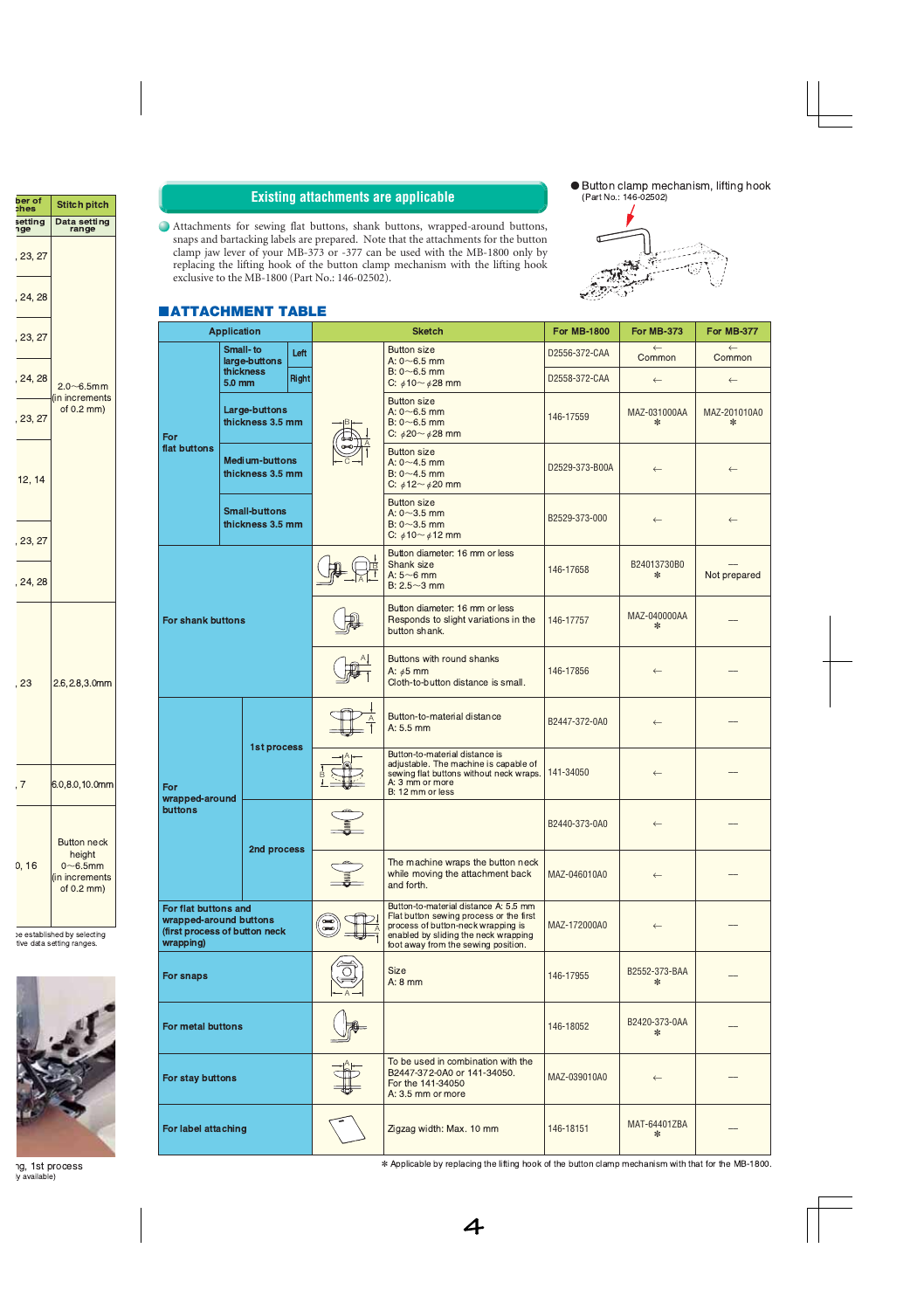## Existing attachments are applicable

Attachments for sewing flat buttons, shank buttons, wrapped-around buttons, snaps and bartacking labels are prepared. Note that the attachments for the button clamp jaw lever of your MB-373 or -377 can be used with the MB-1800 only by replacing the lifting hook of the button clamp mechanism with the lifting hook exclusive to the MB-1800 (Part No.: 146-02502).

● Button clamp mechanism, lifting hook
(Part No.: 146-02502)

## ATTACHMENT TABLE

| Application | | | Sketch | For MB-1800 | For MB-373 | For MB-377 |
|---|---|---|---|---|---|---|
| For flat buttons | Small- to large-buttons thickness 5.0 mm | Left | Button size A: 0～6.5 mm B: 0～6.5 mm C: ϕ10～ϕ28 mm | D2556-372-CAA | ← Common | ← Common |
| | | Right | | D2558-372-CAA | ← | ← |
| | Large-buttons thickness 3.5 mm | | Button size A: 0～6.5 mm B: 0～6.5 mm C: ϕ20～ϕ28 mm | 146-17559 | MAZ-031000AA ✻ | MAZ-201010A0 ✻ |
| | Medium-buttons thickness 3.5 mm | | Button size A: 0～4.5 mm B: 0～4.5 mm C: ϕ12～ϕ20 mm | D2529-373-B00A | ← | ← |
| | Small-buttons thickness 3.5 mm | | Button size A: 0～3.5 mm B: 0～3.5 mm C: ϕ10～ϕ12 mm | B2529-373-000 | ← | ← |
| For shank buttons | | | Button diameter: 16 mm or less Shank size A: 5～6 mm B: 2.5～3 mm | 146-17658 | B24013730B0 ✻ | — Not prepared |
| | | | Button diameter: 16 mm or less Responds to slight variations in the button shank. | 146-17757 | MAZ-040000AA ✻ | — |
| | | | Buttons with round shanks A: ϕ5 mm Cloth-to-button distance is small. | 146-17856 | ← | — |
| For wrapped-around buttons | 1st process | | Button-to-material distance A: 5.5 mm | B2447-372-0A0 | ← | — |
| | | | Button-to-material distance is adjustable. The machine is capable of sewing flat buttons without neck wraps. A: 3 mm or more B: 12 mm or less | 141-34050 | ← | — |
| | 2nd process | | | B2440-373-0A0 | ← | — |
| | | | The machine wraps the button neck while moving the attachment back and forth. | MAZ-046010A0 | ← | — |
| For flat buttons and wrapped-around buttons (first process of button neck wrapping) | | | Button-to-material distance A: 5.5 mm Flat button sewing process or the first process of button-neck wrapping is enabled by sliding the neck wrapping foot away from the sewing position. | MAZ-172000A0 | ← | — |
| For snaps | | | Size A: 8 mm | 146-17955 | B2552-373-BAA ✻ | — |
| For metal buttons | | | | 146-18052 | B2420-373-0AA ✻ | — |
| For stay buttons | | | To be used in combination with the B2447-372-0A0 or 141-34050. For the 141-34050 A: 3.5 mm or more | MAZ-039010A0 | ← | — |
| For label attaching | | | Zigzag width: Max. 10 mm | 146-18151 | MAT-64401ZBA ✻ | — |

✻ Applicable by replacing the lifting hook of the button clamp mechanism with that for the MB-1800.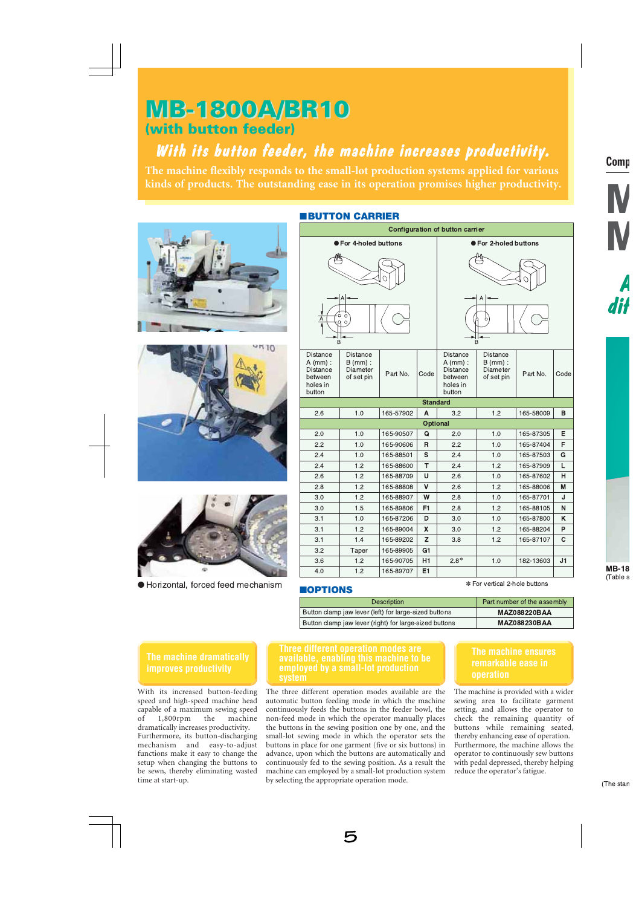# MB-1800A/BR10

## (with button feeder)

### *With its button feeder, the machine increases productivity.*

The machine flexibly responds to the small-lot production systems applied for various kinds of products. The outstanding ease in its operation promises higher productivity.

● Horizontal, forced feed mechanism

## ■BUTTON CARRIER

| Configuration of button carrier | | | | | | | |
|---|---|---|---|---|---|---|---|
| ● For 4-holed buttons | | | | ● For 2-holed buttons | | | |
| Distance A (mm) : Distance between holes in button | Distance B (mm) : Diameter of set pin | Part No. | Code | Distance A (mm) : Distance between holes in button | Distance B (mm) : Diameter of set pin | Part No. | Code |
| **Standard** | | | | | | | |
| 2.6 | 1.0 | 165-57902 | **A** | 3.2 | 1.2 | 165-58009 | **B** |
| **Optional** | | | | | | | |
| 2.0 | 1.0 | 165-90507 | **Q** | 2.0 | 1.0 | 165-87305 | **E** |
| 2.2 | 1.0 | 165-90606 | **R** | 2.2 | 1.0 | 165-87404 | **F** |
| 2.4 | 1.0 | 165-88501 | **S** | 2.4 | 1.0 | 165-87503 | **G** |
| 2.4 | 1.2 | 165-88600 | **T** | 2.4 | 1.2 | 165-87909 | **L** |
| 2.6 | 1.2 | 165-88709 | **U** | 2.6 | 1.0 | 165-87602 | **H** |
| 2.8 | 1.2 | 165-88808 | **V** | 2.6 | 1.2 | 165-88006 | **M** |
| 3.0 | 1.2 | 165-88907 | **W** | 2.8 | 1.0 | 165-87701 | **J** |
| 3.0 | 1.5 | 165-89806 | **F1** | 2.8 | 1.2 | 165-88105 | **N** |
| 3.1 | 1.0 | 165-87206 | **D** | 3.0 | 1.0 | 165-87800 | **K** |
| 3.1 | 1.2 | 165-89004 | **X** | 3.0 | 1.2 | 165-88204 | **P** |
| 3.1 | 1.4 | 165-89202 | **Z** | 3.8 | 1.2 | 165-87107 | **C** |
| 3.2 | Taper | 165-89905 | **G1** | | | | |
| 3.6 | 1.2 | 165-90705 | **H1** | 2.8* | 1.0 | 182-13603 | **J1** |
| 4.0 | 1.2 | 165-89707 | **E1** | | | | |

* For vertical 2-hole buttons

## ■OPTIONS

| Description | Part number of the assembly |
|---|---|
| Button clamp jaw lever (left) for large-sized buttons | **MAZ088220BAA** |
| Button clamp jaw lever (right) for large-sized buttons | **MAZ088230BAA** |

### The machine dramatically improves productivity

With its increased button-feeding speed and high-speed machine head capable of a maximum sewing speed of 1,800rpm the machine dramatically increases productivity. Furthermore, its button-discharging mechanism and easy-to-adjust functions make it easy to change the setup when changing the buttons to be sewn, thereby eliminating wasted time at start-up.

### Three different operation modes are available, enabling this machine to be employed by a small-lot production system

The three different operation modes available are the automatic button feeding mode in which the machine continuously feeds the buttons in the feeder bowl, the non-feed mode in which the operator manually places the buttons in the sewing position one by one, and the small-lot sewing mode in which the operator sets the buttons in place for one garment (five or six buttons) in advance, upon which the buttons are automatically and continuously fed to the sewing position. As a result the machine can employed by a small-lot production system by selecting the appropriate operation mode.

### The machine ensures remarkable ease in operation

The machine is provided with a wider sewing area to facilitate garment setting, and allows the operator to check the remaining quantity of buttons while remaining seated, thereby enhancing ease of operation. Furthermore, the machine allows the operator to continuously sew buttons with pedal depressed, thereby helping reduce the operator's fatigue.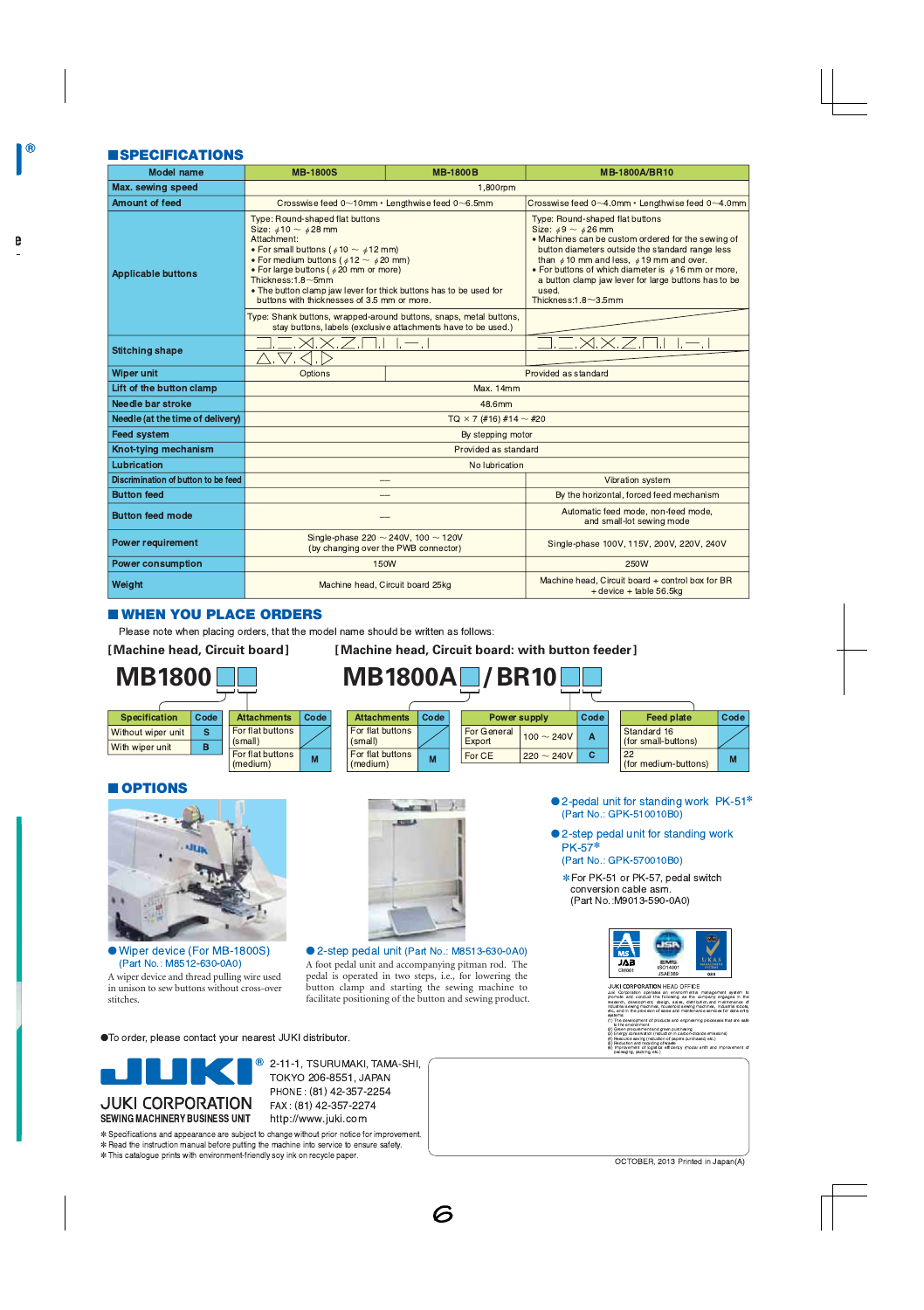## SPECIFICATIONS

| Model name | MB-1800S | MB-1800B | MB-1800A/BR10 |
|---|---|---|---|
| Max. sewing speed | 1,800rpm | | |
| Amount of feed | Crosswise feed 0~10mm • Lengthwise feed 0~6.5mm | | Crosswise feed 0~4.0mm • Lengthwise feed 0~4.0mm |
| Applicable buttons | Type: Round-shaped flat buttons<br>Size: ϕ10 ~ ϕ28 mm<br>Attachment:<br>• For small buttons ( ϕ10 ~ ϕ12 mm)<br>• For medium buttons ( ϕ12 ~ ϕ20 mm)<br>• For large buttons ( ϕ20 mm or more)<br>Thickness:1.8~5mm<br>• The button clamp jaw lever for thick buttons has to be used for buttons with thicknesses of 3.5 mm or more.<br>Type: Shank buttons, wrapped-around buttons, snaps, metal buttons, stay buttons, labels (exclusive attachments have to be used.) | | Type: Round-shaped flat buttons<br>Size: ϕ9 ~ ϕ26 mm<br>• Machines can be custom ordered for the sewing of button diameters outside the standard range less than ϕ10 mm and less, ϕ19 mm and over.<br>• For buttons of which diameter is ϕ16 mm or more, a button clamp jaw lever for large buttons has to be used.<br>Thickness:1.8~3.5mm |
| Stitching shape | | | |
| Wiper unit | Options | Provided as standard | |
| Lift of the button clamp | Max. 14mm | | |
| Needle bar stroke | 48.6mm | | |
| Needle (at the time of delivery) | TQ × 7 (#16) #14 ~ #20 | | |
| Feed system | By stepping motor | | |
| Knot-tying mechanism | Provided as standard | | |
| Lubrication | No lubrication | | |
| Discrimination of button to be feed | — | | Vibration system |
| Button feed | — | | By the horizontal, forced feed mechanism |
| Button feed mode | — | | Automatic feed mode, non-feed mode, and small-lot sewing mode |
| Power requirement | Single-phase 220 ~ 240V, 100 ~ 120V (by changing over the PWB connector) | | Single-phase 100V, 115V, 200V, 220V, 240V |
| Power consumption | 150W | | 250W |
| Weight | Machine head, Circuit board 25kg | | Machine head, Circuit board + control box for BR + device + table 56.5kg |

## WHEN YOU PLACE ORDERS

Please note when placing orders, that the model name should be written as follows:

**[Machine head, Circuit board]**

**MB1800 □□**

| Specification | Code |
|---|---|
| Without wiper unit | S |
| With wiper unit | B |

| Attachments | Code |
|---|---|
| For flat buttons (small) | |
| For flat buttons (medium) | M |

**[Machine head, Circuit board: with button feeder]**

**MB1800A □ / BR10 □□**

| Attachments | Code |
|---|---|
| For flat buttons (small) | |
| For flat buttons (medium) | M |

| Power supply | | Code |
|---|---|---|
| For General Export | 100 ~ 240V | A |
| For CE | 220 ~ 240V | C |

| Feed plate | Code |
|---|---|
| Standard 16 (for small-buttons) | |
| 22 (for medium-buttons) | M |

## OPTIONS

● Wiper device (For MB-1800S)
(Part No.: M8512-630-0A0)

A wiper device and thread pulling wire used in unison to sew buttons without cross-over stitches.

● 2-step pedal unit (Part No.: M8513-630-0A0)

A foot pedal unit and accompanying pitman rod. The pedal is operated in two steps, i.e., for lowering the button clamp and starting the sewing machine to facilitate positioning of the button and sewing product.

● 2-pedal unit for standing work PK-51*
(Part No.: GPK-510010B0)

● 2-step pedal unit for standing work PK-57*
(Part No.: GPK-570010B0)

*For PK-51 or PK-57, pedal switch conversion cable asm.
(Part No.:M9013-590-0A0)

●To order, please contact your nearest JUKI distributor.

**JUKI CORPORATION**
SEWING MACHINERY BUSINESS UNIT

2-11-1, TSURUMAKI, TAMA-SHI, TOKYO 206-8551, JAPAN
PHONE : (81) 42-357-2254
FAX : (81) 42-357-2274
http://www.juki.com

* Specifications and appearance are subject to change without prior notice for improvement.
* Read the instruction manual before putting the machine into service to ensure safety.
* This catalogue prints with environment-friendly soy ink on recycle paper.

OCTOBER, 2013 Printed in Japan(A)